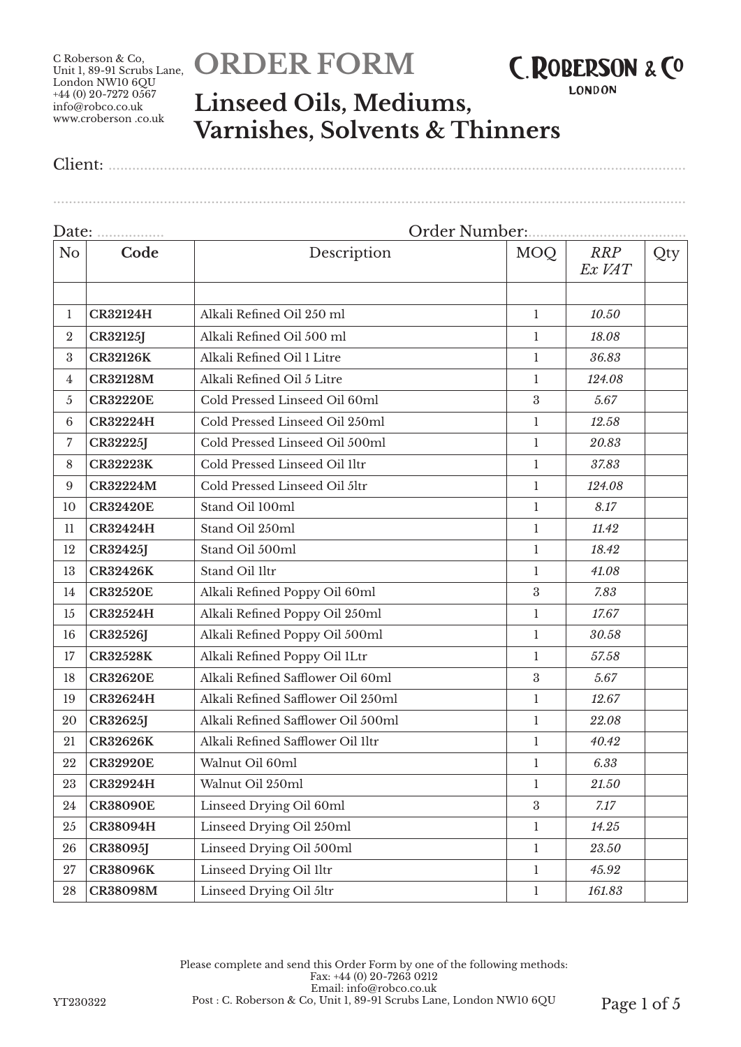C Roberson & Co,
Unit 1, 89-91 Scrubs Lane,
London NW10 6QU
+44 (0) 20-7272 0567
info@robco.co.uk
www.croberson .co.uk

# ORDER FORM

C. ROBERSON & Co
LONDON

## Linseed Oils, Mediums, Varnishes, Solvents & Thinners

Client: ..........................................................................................................................

..........................................................................................................................................

Date: ................. Order Number:.......................................

| No | Code | Description | MOQ | *RRP Ex VAT* | Qty |
|---|---|---|---|---|---|
| | | | | | |
| 1 | **CR32124H** | Alkali Refined Oil 250 ml | 1 | *10.50* | |
| 2 | **CR32125J** | Alkali Refined Oil 500 ml | 1 | *18.08* | |
| 3 | **CR32126K** | Alkali Refined Oil 1 Litre | 1 | *36.83* | |
| 4 | **CR32128M** | Alkali Refined Oil 5 Litre | 1 | *124.08* | |
| 5 | **CR32220E** | Cold Pressed Linseed Oil 60ml | 3 | *5.67* | |
| 6 | **CR32224H** | Cold Pressed Linseed Oil 250ml | 1 | *12.58* | |
| 7 | **CR32225J** | Cold Pressed Linseed Oil 500ml | 1 | *20.83* | |
| 8 | **CR32223K** | Cold Pressed Linseed Oil 1ltr | 1 | *37.83* | |
| 9 | **CR32224M** | Cold Pressed Linseed Oil 5ltr | 1 | *124.08* | |
| 10 | **CR32420E** | Stand Oil 100ml | 1 | *8.17* | |
| 11 | **CR32424H** | Stand Oil 250ml | 1 | *11.42* | |
| 12 | **CR32425J** | Stand Oil 500ml | 1 | *18.42* | |
| 13 | **CR32426K** | Stand Oil 1ltr | 1 | *41.08* | |
| 14 | **CR32520E** | Alkali Refined Poppy Oil 60ml | 3 | *7.83* | |
| 15 | **CR32524H** | Alkali Refined Poppy Oil 250ml | 1 | *17.67* | |
| 16 | **CR32526J** | Alkali Refined Poppy Oil 500ml | 1 | *30.58* | |
| 17 | **CR32528K** | Alkali Refined Poppy Oil 1Ltr | 1 | *57.58* | |
| 18 | **CR32620E** | Alkali Refined Safflower Oil 60ml | 3 | *5.67* | |
| 19 | **CR32624H** | Alkali Refined Safflower Oil 250ml | 1 | *12.67* | |
| 20 | **CR32625J** | Alkali Refined Safflower Oil 500ml | 1 | *22.08* | |
| 21 | **CR32626K** | Alkali Refined Safflower Oil 1ltr | 1 | *40.42* | |
| 22 | **CR32920E** | Walnut Oil 60ml | 1 | *6.33* | |
| 23 | **CR32924H** | Walnut Oil 250ml | 1 | *21.50* | |
| 24 | **CR38090E** | Linseed Drying Oil 60ml | 3 | *7.17* | |
| 25 | **CR38094H** | Linseed Drying Oil 250ml | 1 | *14.25* | |
| 26 | **CR38095J** | Linseed Drying Oil 500ml | 1 | *23.50* | |
| 27 | **CR38096K** | Linseed Drying Oil 1ltr | 1 | *45.92* | |
| 28 | **CR38098M** | Linseed Drying Oil 5ltr | 1 | *161.83* | |

Please complete and send this Order Form by one of the following methods:
Fax: +44 (0) 20-7263 0212
Email: info@robco.co.uk
Post : C. Roberson & Co, Unit 1, 89-91 Scrubs Lane, London NW10 6QU

YT230322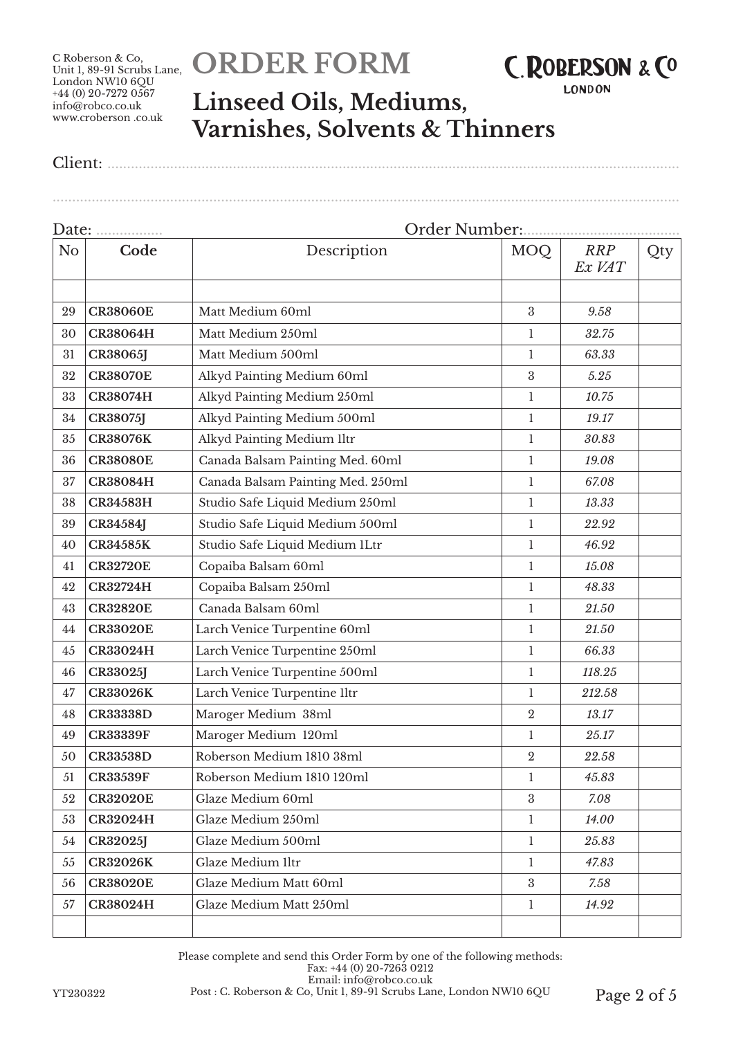C Roberson & Co,
Unit 1, 89-91 Scrubs Lane,
London NW10 6QU
+44 (0) 20-7272 0567
info@robco.co.uk
www.croberson .co.uk

# ORDER FORM

C. ROBERSON & Co
LONDON

## Linseed Oils, Mediums, Varnishes, Solvents & Thinners

Client: ........................................................................................................................................

........................................................................................................................................

Date: ................. Order Number:.......................................

| No | Code | Description | MOQ | *RRP Ex VAT* | Qty |
|---|---|---|---|---|---|
| | | | | | |
| 29 | **CR38060E** | Matt Medium 60ml | 3 | *9.58* | |
| 30 | **CR38064H** | Matt Medium 250ml | 1 | *32.75* | |
| 31 | **CR38065J** | Matt Medium 500ml | 1 | *63.33* | |
| 32 | **CR38070E** | Alkyd Painting Medium 60ml | 3 | *5.25* | |
| 33 | **CR38074H** | Alkyd Painting Medium 250ml | 1 | *10.75* | |
| 34 | **CR38075J** | Alkyd Painting Medium 500ml | 1 | *19.17* | |
| 35 | **CR38076K** | Alkyd Painting Medium 1ltr | 1 | *30.83* | |
| 36 | **CR38080E** | Canada Balsam Painting Med. 60ml | 1 | *19.08* | |
| 37 | **CR38084H** | Canada Balsam Painting Med. 250ml | 1 | *67.08* | |
| 38 | **CR34583H** | Studio Safe Liquid Medium 250ml | 1 | *13.33* | |
| 39 | **CR34584J** | Studio Safe Liquid Medium 500ml | 1 | *22.92* | |
| 40 | **CR34585K** | Studio Safe Liquid Medium 1Ltr | 1 | *46.92* | |
| 41 | **CR32720E** | Copaiba Balsam 60ml | 1 | *15.08* | |
| 42 | **CR32724H** | Copaiba Balsam 250ml | 1 | *48.33* | |
| 43 | **CR32820E** | Canada Balsam 60ml | 1 | *21.50* | |
| 44 | **CR33020E** | Larch Venice Turpentine 60ml | 1 | *21.50* | |
| 45 | **CR33024H** | Larch Venice Turpentine 250ml | 1 | *66.33* | |
| 46 | **CR33025J** | Larch Venice Turpentine 500ml | 1 | *118.25* | |
| 47 | **CR33026K** | Larch Venice Turpentine 1ltr | 1 | *212.58* | |
| 48 | **CR33338D** | Maroger Medium 38ml | 2 | *13.17* | |
| 49 | **CR33339F** | Maroger Medium 120ml | 1 | *25.17* | |
| 50 | **CR33538D** | Roberson Medium 1810 38ml | 2 | *22.58* | |
| 51 | **CR33539F** | Roberson Medium 1810 120ml | 1 | *45.83* | |
| 52 | **CR32020E** | Glaze Medium 60ml | 3 | *7.08* | |
| 53 | **CR32024H** | Glaze Medium 250ml | 1 | *14.00* | |
| 54 | **CR32025J** | Glaze Medium 500ml | 1 | *25.83* | |
| 55 | **CR32026K** | Glaze Medium 1ltr | 1 | *47.83* | |
| 56 | **CR38020E** | Glaze Medium Matt 60ml | 3 | *7.58* | |
| 57 | **CR38024H** | Glaze Medium Matt 250ml | 1 | *14.92* | |
| | | | | | |

Please complete and send this Order Form by one of the following methods:
Fax: +44 (0) 20-7263 0212
Email: info@robco.co.uk
Post : C. Roberson & Co, Unit 1, 89-91 Scrubs Lane, London NW10 6QU

YT230322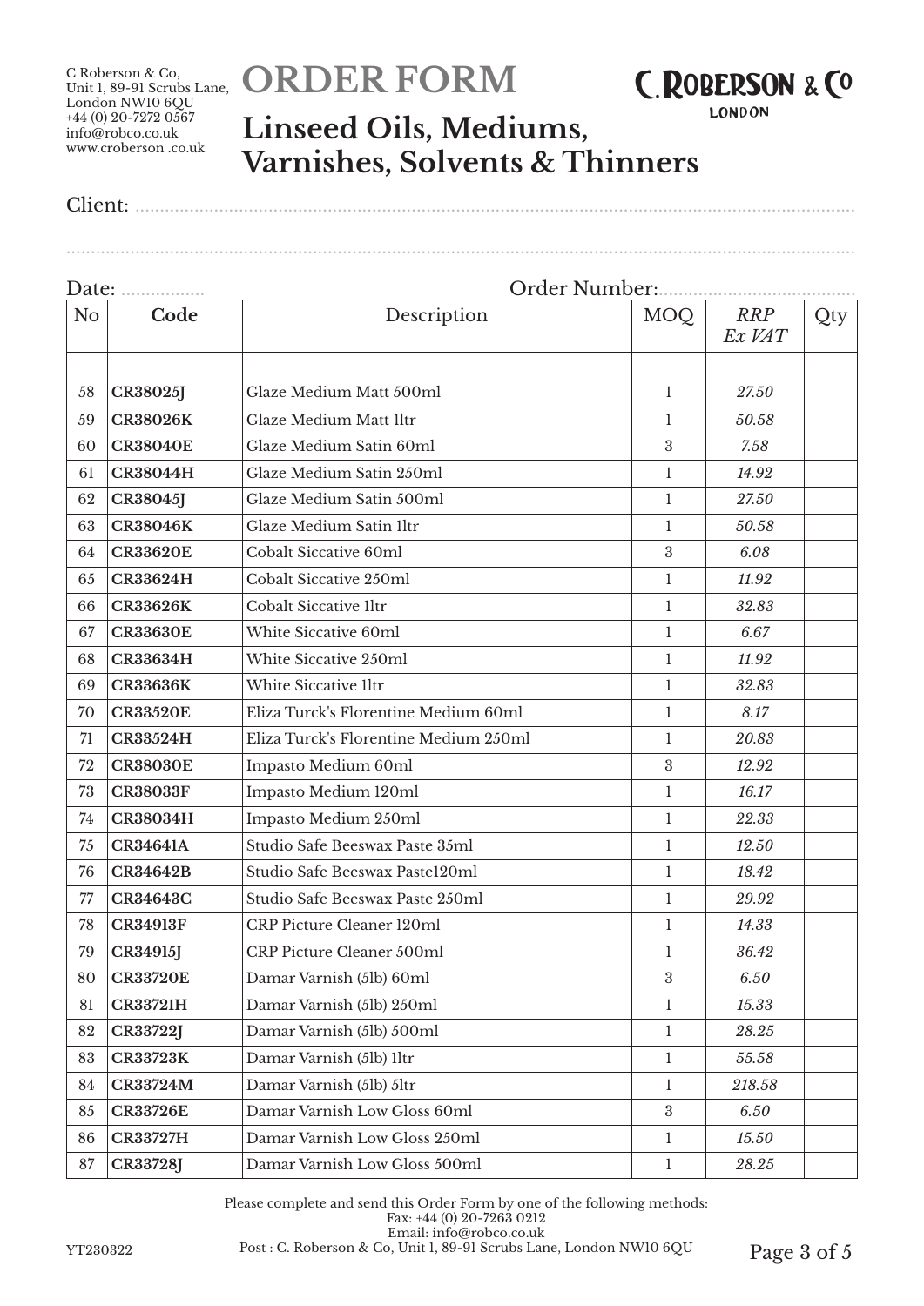C Roberson & Co,
Unit 1, 89-91 Scrubs Lane,
London NW10 6QU
+44 (0) 20-7272 0567
info@robco.co.uk
www.croberson .co.uk

# ORDER FORM

C.ROBERSON & Co
LONDON

## Linseed Oils, Mediums, Varnishes, Solvents & Thinners

Client: ..............................................................................................................................

..............................................................................................................................

Date: ................. Order Number:......................................

| No | Code | Description | MOQ | *RRP Ex VAT* | Qty |
|---|---|---|---|---|---|
| | | | | | |
| 58 | **CR38025J** | Glaze Medium Matt 500ml | 1 | *27.50* | |
| 59 | **CR38026K** | Glaze Medium Matt 1ltr | 1 | *50.58* | |
| 60 | **CR38040E** | Glaze Medium Satin 60ml | 3 | *7.58* | |
| 61 | **CR38044H** | Glaze Medium Satin 250ml | 1 | *14.92* | |
| 62 | **CR38045J** | Glaze Medium Satin 500ml | 1 | *27.50* | |
| 63 | **CR38046K** | Glaze Medium Satin 1ltr | 1 | *50.58* | |
| 64 | **CR33620E** | Cobalt Siccative 60ml | 3 | *6.08* | |
| 65 | **CR33624H** | Cobalt Siccative 250ml | 1 | *11.92* | |
| 66 | **CR33626K** | Cobalt Siccative 1ltr | 1 | *32.83* | |
| 67 | **CR33630E** | White Siccative 60ml | 1 | *6.67* | |
| 68 | **CR33634H** | White Siccative 250ml | 1 | *11.92* | |
| 69 | **CR33636K** | White Siccative 1ltr | 1 | *32.83* | |
| 70 | **CR33520E** | Eliza Turck's Florentine Medium 60ml | 1 | *8.17* | |
| 71 | **CR33524H** | Eliza Turck's Florentine Medium 250ml | 1 | *20.83* | |
| 72 | **CR38030E** | Impasto Medium 60ml | 3 | *12.92* | |
| 73 | **CR38033F** | Impasto Medium 120ml | 1 | *16.17* | |
| 74 | **CR38034H** | Impasto Medium 250ml | 1 | *22.33* | |
| 75 | **CR34641A** | Studio Safe Beeswax Paste 35ml | 1 | *12.50* | |
| 76 | **CR34642B** | Studio Safe Beeswax Paste120ml | 1 | *18.42* | |
| 77 | **CR34643C** | Studio Safe Beeswax Paste 250ml | 1 | *29.92* | |
| 78 | **CR34913F** | CRP Picture Cleaner 120ml | 1 | *14.33* | |
| 79 | **CR34915J** | CRP Picture Cleaner 500ml | 1 | *36.42* | |
| 80 | **CR33720E** | Damar Varnish (5lb) 60ml | 3 | *6.50* | |
| 81 | **CR33721H** | Damar Varnish (5lb) 250ml | 1 | *15.33* | |
| 82 | **CR33722J** | Damar Varnish (5lb) 500ml | 1 | *28.25* | |
| 83 | **CR33723K** | Damar Varnish (5lb) 1ltr | 1 | *55.58* | |
| 84 | **CR33724M** | Damar Varnish (5lb) 5ltr | 1 | *218.58* | |
| 85 | **CR33726E** | Damar Varnish Low Gloss 60ml | 3 | *6.50* | |
| 86 | **CR33727H** | Damar Varnish Low Gloss 250ml | 1 | *15.50* | |
| 87 | **CR33728J** | Damar Varnish Low Gloss 500ml | 1 | *28.25* | |

Please complete and send this Order Form by one of the following methods:
Fax: +44 (0) 20-7263 0212
Email: info@robco.co.uk
Post : C. Roberson & Co, Unit 1, 89-91 Scrubs Lane, London NW10 6QU

YT230322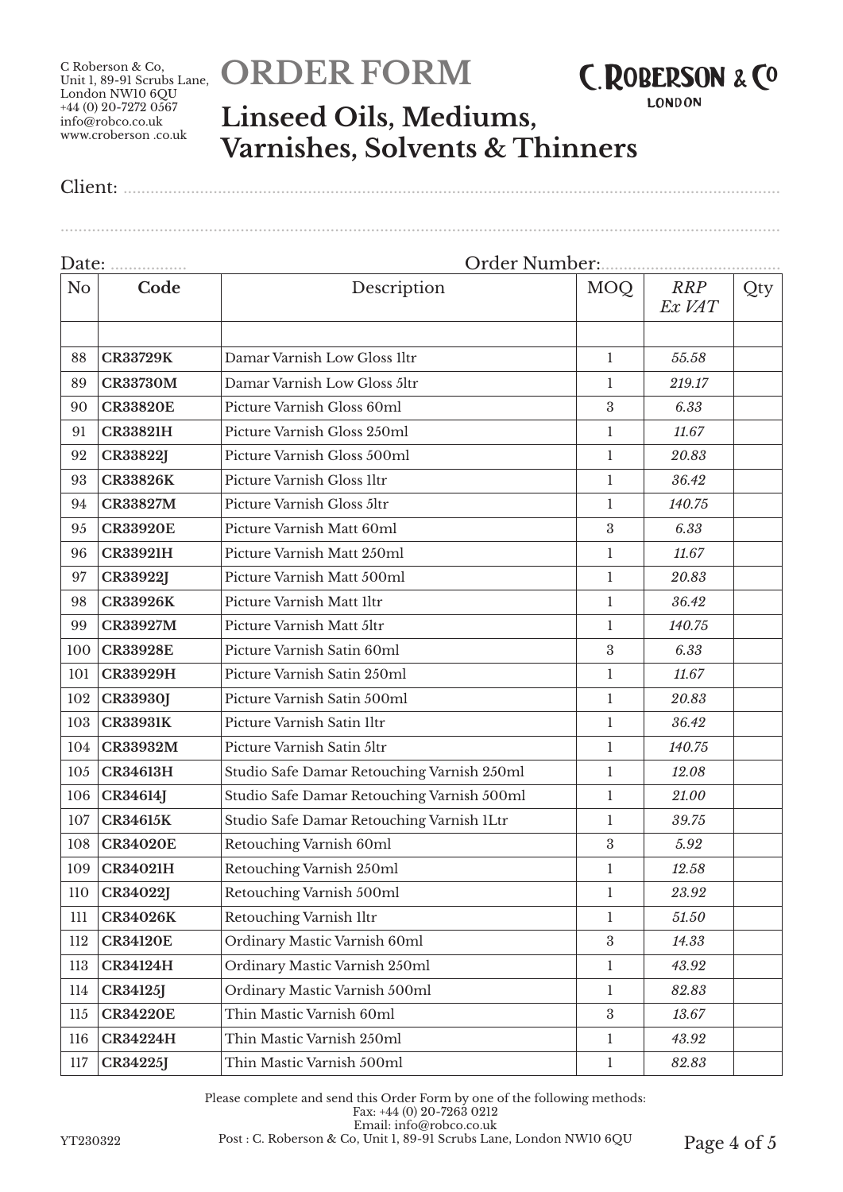C Roberson & Co,
Unit 1, 89-91 Scrubs Lane,
London NW10 6QU
+44 (0) 20-7272 0567
info@robco.co.uk
www.croberson .co.uk

# ORDER FORM

## Linseed Oils, Mediums, Varnishes, Solvents & Thinners

C.ROBERSON & Co LONDON

Client: ..............................................................................................................

..............................................................................................................

Date: ................. Order Number:......................................

| No | Code | Description | MOQ | *RRP Ex VAT* | Qty |
|---|---|---|---|---|---|
| | | | | | |
| 88 | **CR33729K** | Damar Varnish Low Gloss 1ltr | 1 | *55.58* | |
| 89 | **CR33730M** | Damar Varnish Low Gloss 5ltr | 1 | *219.17* | |
| 90 | **CR33820E** | Picture Varnish Gloss 60ml | 3 | *6.33* | |
| 91 | **CR33821H** | Picture Varnish Gloss 250ml | 1 | *11.67* | |
| 92 | **CR33822J** | Picture Varnish Gloss 500ml | 1 | *20.83* | |
| 93 | **CR33826K** | Picture Varnish Gloss 1ltr | 1 | *36.42* | |
| 94 | **CR33827M** | Picture Varnish Gloss 5ltr | 1 | *140.75* | |
| 95 | **CR33920E** | Picture Varnish Matt 60ml | 3 | *6.33* | |
| 96 | **CR33921H** | Picture Varnish Matt 250ml | 1 | *11.67* | |
| 97 | **CR33922J** | Picture Varnish Matt 500ml | 1 | *20.83* | |
| 98 | **CR33926K** | Picture Varnish Matt 1ltr | 1 | *36.42* | |
| 99 | **CR33927M** | Picture Varnish Matt 5ltr | 1 | *140.75* | |
| 100 | **CR33928E** | Picture Varnish Satin 60ml | 3 | *6.33* | |
| 101 | **CR33929H** | Picture Varnish Satin 250ml | 1 | *11.67* | |
| 102 | **CR33930J** | Picture Varnish Satin 500ml | 1 | *20.83* | |
| 103 | **CR33931K** | Picture Varnish Satin 1ltr | 1 | *36.42* | |
| 104 | **CR33932M** | Picture Varnish Satin 5ltr | 1 | *140.75* | |
| 105 | **CR34613H** | Studio Safe Damar Retouching Varnish 250ml | 1 | *12.08* | |
| 106 | **CR34614J** | Studio Safe Damar Retouching Varnish 500ml | 1 | *21.00* | |
| 107 | **CR34615K** | Studio Safe Damar Retouching Varnish 1Ltr | 1 | *39.75* | |
| 108 | **CR34020E** | Retouching Varnish 60ml | 3 | *5.92* | |
| 109 | **CR34021H** | Retouching Varnish 250ml | 1 | *12.58* | |
| 110 | **CR34022J** | Retouching Varnish 500ml | 1 | *23.92* | |
| 111 | **CR34026K** | Retouching Varnish 1ltr | 1 | *51.50* | |
| 112 | **CR34120E** | Ordinary Mastic Varnish 60ml | 3 | *14.33* | |
| 113 | **CR34124H** | Ordinary Mastic Varnish 250ml | 1 | *43.92* | |
| 114 | **CR34125J** | Ordinary Mastic Varnish 500ml | 1 | *82.83* | |
| 115 | **CR34220E** | Thin Mastic Varnish 60ml | 3 | *13.67* | |
| 116 | **CR34224H** | Thin Mastic Varnish 250ml | 1 | *43.92* | |
| 117 | **CR34225J** | Thin Mastic Varnish 500ml | 1 | *82.83* | |

Please complete and send this Order Form by one of the following methods:
Fax: +44 (0) 20-7263 0212
Email: info@robco.co.uk
Post : C. Roberson & Co, Unit 1, 89-91 Scrubs Lane, London NW10 6QU

YT230322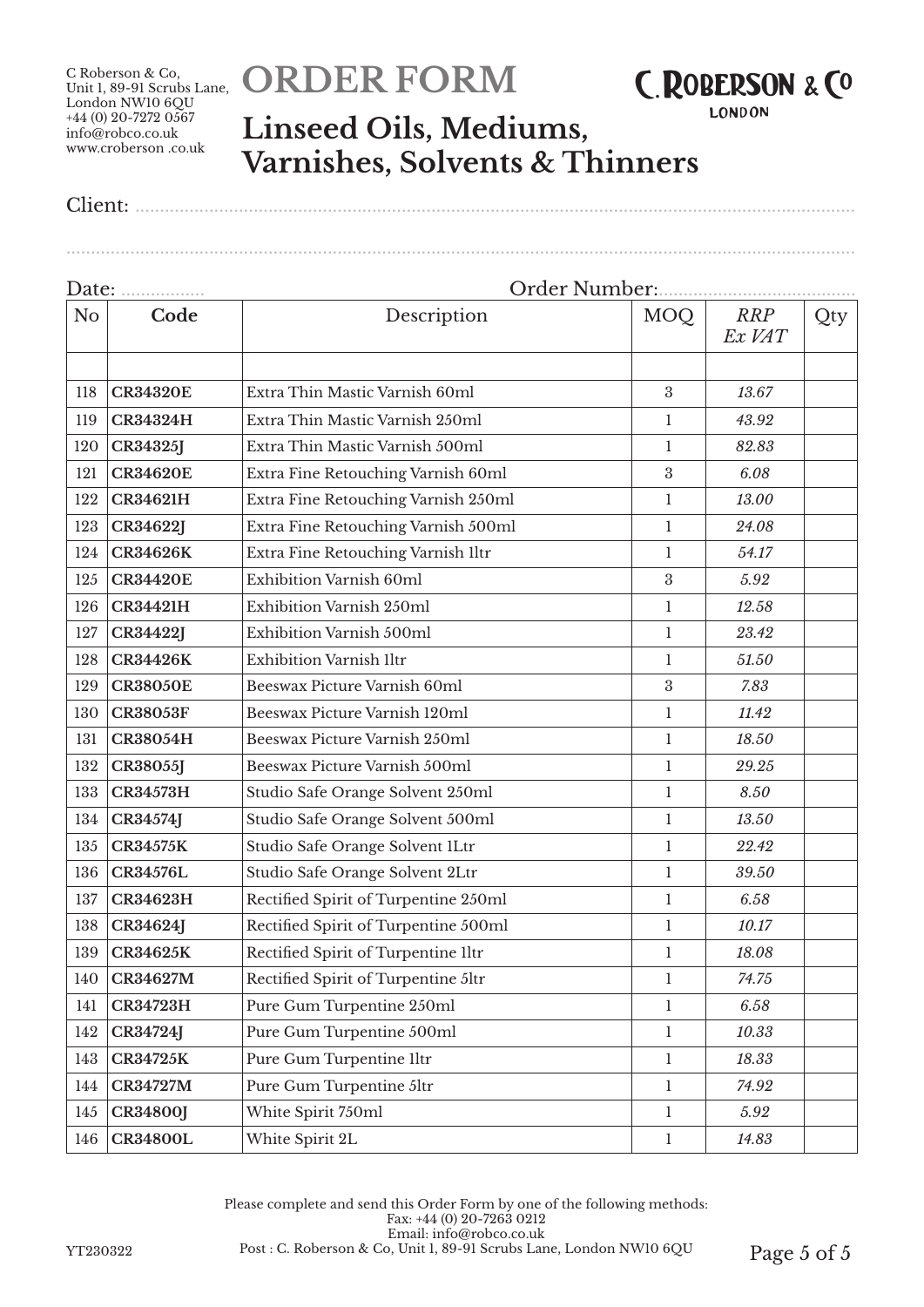C Roberson & Co,
Unit 1, 89-91 Scrubs Lane,
London NW10 6QU
+44 (0) 20-7272 0567
info@robco.co.uk
www.croberson .co.uk

# ORDER FORM

C. ROBERSON & Co
LONDON

## Linseed Oils, Mediums, Varnishes, Solvents & Thinners

Client: ..............................................................................................................................

..............................................................................................................................

Date: ................. Order Number: .......................................

| No | Code | Description | MOQ | *RRP Ex VAT* | Qty |
|---|---|---|---|---|---|
| | | | | | |
| 118 | **CR34320E** | Extra Thin Mastic Varnish 60ml | 3 | *13.67* | |
| 119 | **CR34324H** | Extra Thin Mastic Varnish 250ml | 1 | *43.92* | |
| 120 | **CR34325J** | Extra Thin Mastic Varnish 500ml | 1 | *82.83* | |
| 121 | **CR34620E** | Extra Fine Retouching Varnish 60ml | 3 | *6.08* | |
| 122 | **CR34621H** | Extra Fine Retouching Varnish 250ml | 1 | *13.00* | |
| 123 | **CR34622J** | Extra Fine Retouching Varnish 500ml | 1 | *24.08* | |
| 124 | **CR34626K** | Extra Fine Retouching Varnish 1ltr | 1 | *54.17* | |
| 125 | **CR34420E** | Exhibition Varnish 60ml | 3 | *5.92* | |
| 126 | **CR34421H** | Exhibition Varnish 250ml | 1 | *12.58* | |
| 127 | **CR34422J** | Exhibition Varnish 500ml | 1 | *23.42* | |
| 128 | **CR34426K** | Exhibition Varnish 1ltr | 1 | *51.50* | |
| 129 | **CR38050E** | Beeswax Picture Varnish 60ml | 3 | *7.83* | |
| 130 | **CR38053F** | Beeswax Picture Varnish 120ml | 1 | *11.42* | |
| 131 | **CR38054H** | Beeswax Picture Varnish 250ml | 1 | *18.50* | |
| 132 | **CR38055J** | Beeswax Picture Varnish 500ml | 1 | *29.25* | |
| 133 | **CR34573H** | Studio Safe Orange Solvent 250ml | 1 | *8.50* | |
| 134 | **CR34574J** | Studio Safe Orange Solvent 500ml | 1 | *13.50* | |
| 135 | **CR34575K** | Studio Safe Orange Solvent 1Ltr | 1 | *22.42* | |
| 136 | **CR34576L** | Studio Safe Orange Solvent 2Ltr | 1 | *39.50* | |
| 137 | **CR34623H** | Rectified Spirit of Turpentine 250ml | 1 | *6.58* | |
| 138 | **CR34624J** | Rectified Spirit of Turpentine 500ml | 1 | *10.17* | |
| 139 | **CR34625K** | Rectified Spirit of Turpentine 1ltr | 1 | *18.08* | |
| 140 | **CR34627M** | Rectified Spirit of Turpentine 5ltr | 1 | *74.75* | |
| 141 | **CR34723H** | Pure Gum Turpentine 250ml | 1 | *6.58* | |
| 142 | **CR34724J** | Pure Gum Turpentine 500ml | 1 | *10.33* | |
| 143 | **CR34725K** | Pure Gum Turpentine 1ltr | 1 | *18.33* | |
| 144 | **CR34727M** | Pure Gum Turpentine 5ltr | 1 | *74.92* | |
| 145 | **CR34800J** | White Spirit 750ml | 1 | *5.92* | |
| 146 | **CR34800L** | White Spirit 2L | 1 | *14.83* | |

Please complete and send this Order Form by one of the following methods:
Fax: +44 (0) 20-7263 0212
Email: info@robco.co.uk
Post : C. Roberson & Co, Unit 1, 89-91 Scrubs Lane, London NW10 6QU

YT230322